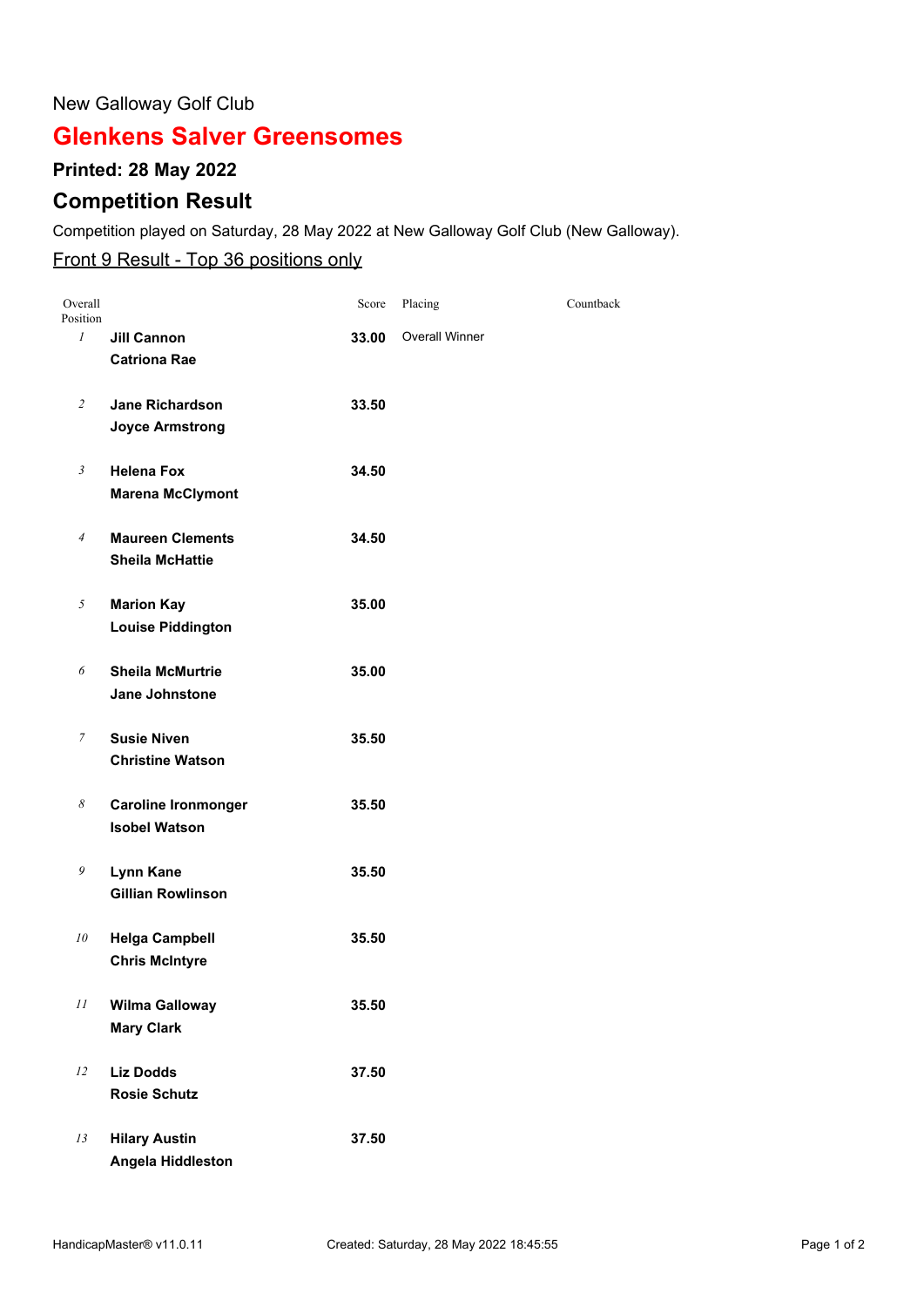New Galloway Golf Club

# Glenkens Salver Greensomes

## Printed: 28 May 2022

## Competition Result

Competition played on Saturday, 28 May 2022 at New Galloway Golf Club (New Galloway).

Front 9 Result - Top 36 positions only

| Overall Position | | Score | Placing | Countback |
|---|---|---|---|---|
| *1* | **Jill Cannon**<br>**Catriona Rae** | **33.00** | Overall Winner | |
| *2* | **Jane Richardson**<br>**Joyce Armstrong** | **33.50** | | |
| *3* | **Helena Fox**<br>**Marena McClymont** | **34.50** | | |
| *4* | **Maureen Clements**<br>**Sheila McHattie** | **34.50** | | |
| *5* | **Marion Kay**<br>**Louise Piddington** | **35.00** | | |
| *6* | **Sheila McMurtrie**<br>**Jane Johnstone** | **35.00** | | |
| *7* | **Susie Niven**<br>**Christine Watson** | **35.50** | | |
| *8* | **Caroline Ironmonger**<br>**Isobel Watson** | **35.50** | | |
| *9* | **Lynn Kane**<br>**Gillian Rowlinson** | **35.50** | | |
| *10* | **Helga Campbell**<br>**Chris McIntyre** | **35.50** | | |
| *11* | **Wilma Galloway**<br>**Mary Clark** | **35.50** | | |
| *12* | **Liz Dodds**<br>**Rosie Schutz** | **37.50** | | |
| *13* | **Hilary Austin**<br>**Angela Hiddleston** | **37.50** | | |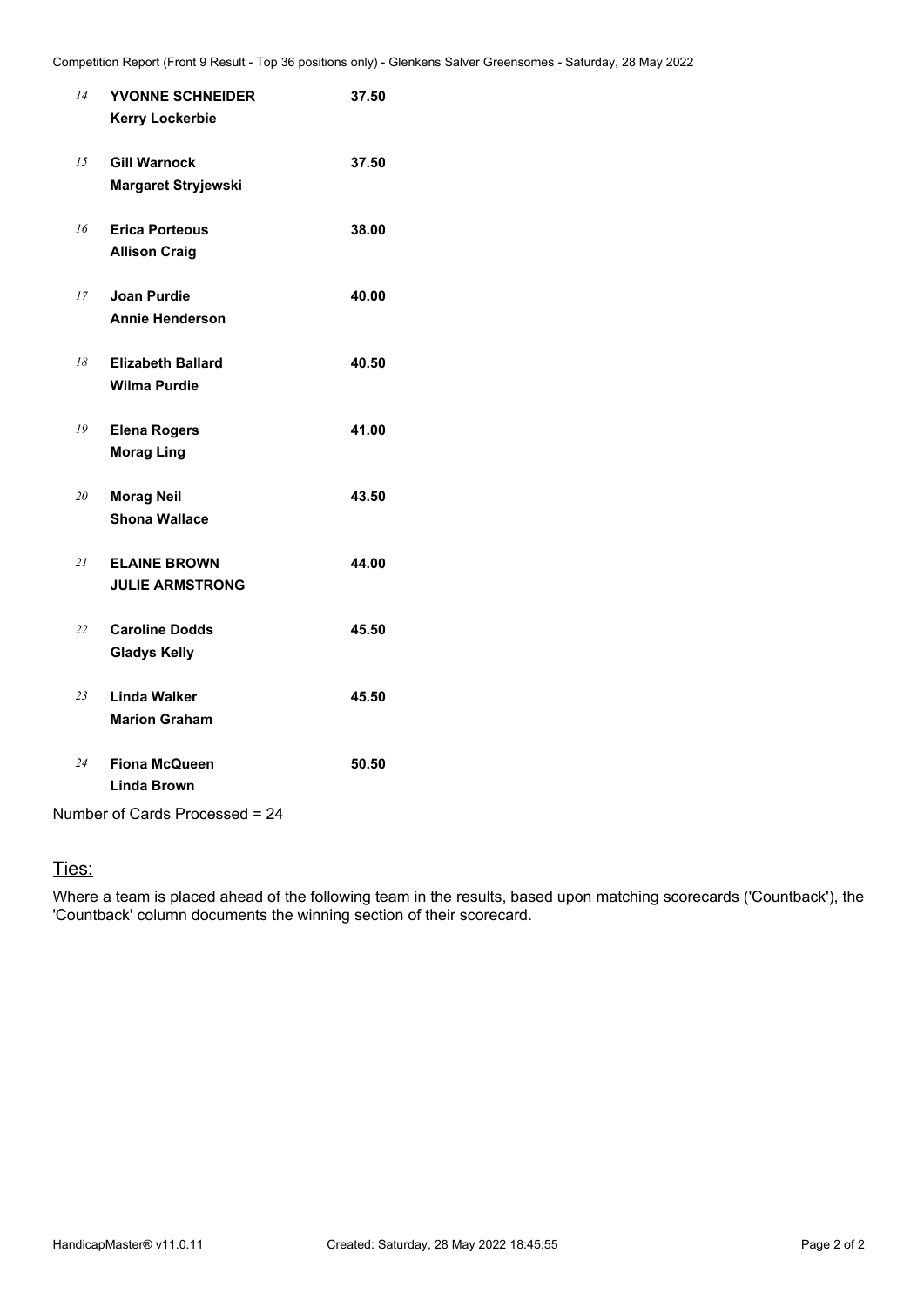| | | |
|---|---|---|
| *14* | **YVONNE SCHNEIDER**<br>**Kerry Lockerbie** | **37.50** |
| *15* | **Gill Warnock**<br>**Margaret Stryjewski** | **37.50** |
| *16* | **Erica Porteous**<br>**Allison Craig** | **38.00** |
| *17* | **Joan Purdie**<br>**Annie Henderson** | **40.00** |
| *18* | **Elizabeth Ballard**<br>**Wilma Purdie** | **40.50** |
| *19* | **Elena Rogers**<br>**Morag Ling** | **41.00** |
| *20* | **Morag Neil**<br>**Shona Wallace** | **43.50** |
| *21* | **ELAINE BROWN**<br>**JULIE ARMSTRONG** | **44.00** |
| *22* | **Caroline Dodds**<br>**Gladys Kelly** | **45.50** |
| *23* | **Linda Walker**<br>**Marion Graham** | **45.50** |
| *24* | **Fiona McQueen**<br>**Linda Brown** | **50.50** |

Number of Cards Processed = 24

## Ties:

Where a team is placed ahead of the following team in the results, based upon matching scorecards ('Countback'), the 'Countback' column documents the winning section of their scorecard.

HandicapMaster® v11.0.11 Created: Saturday, 28 May 2022 18:45:55